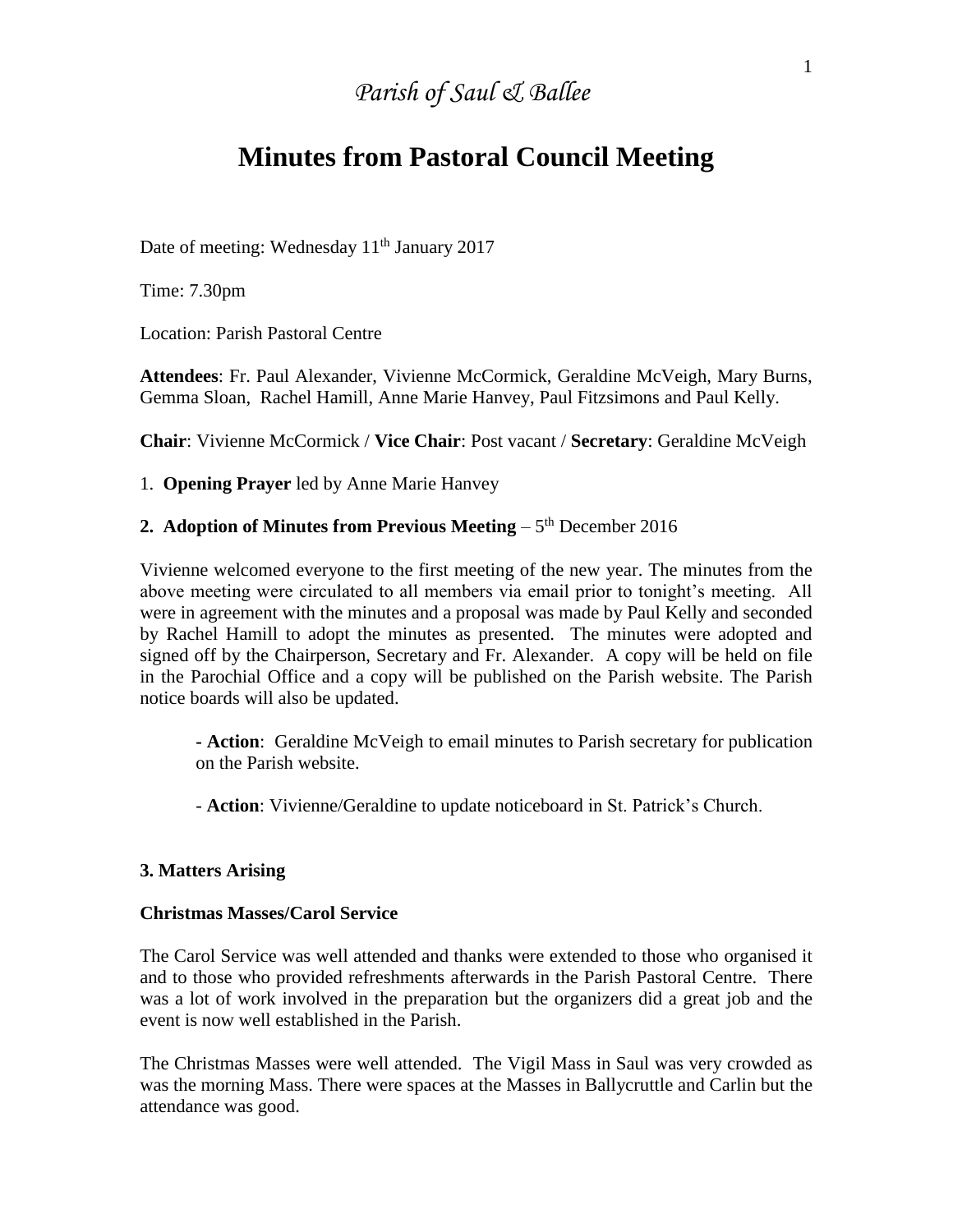*Parish of Saul & Ballee*

# Minutes from Pastoral Council Meeting

Date of meeting: Wednesday 11th January 2017

Time: 7.30pm

Location: Parish Pastoral Centre

**Attendees**: Fr. Paul Alexander, Vivienne McCormick, Geraldine McVeigh, Mary Burns, Gemma Sloan, Rachel Hamill, Anne Marie Hanvey, Paul Fitzsimons and Paul Kelly.

**Chair**: Vivienne McCormick / **Vice Chair**: Post vacant / **Secretary**: Geraldine McVeigh

1. **Opening Prayer** led by Anne Marie Hanvey

**2. Adoption of Minutes from Previous Meeting** – 5th December 2016

Vivienne welcomed everyone to the first meeting of the new year. The minutes from the above meeting were circulated to all members via email prior to tonight's meeting. All were in agreement with the minutes and a proposal was made by Paul Kelly and seconded by Rachel Hamill to adopt the minutes as presented. The minutes were adopted and signed off by the Chairperson, Secretary and Fr. Alexander. A copy will be held on file in the Parochial Office and a copy will be published on the Parish website. The Parish notice boards will also be updated.

> **- Action**: Geraldine McVeigh to email minutes to Parish secretary for publication on the Parish website.
>
> - **Action**: Vivienne/Geraldine to update noticeboard in St. Patrick's Church.

**3. Matters Arising**

**Christmas Masses/Carol Service**

The Carol Service was well attended and thanks were extended to those who organised it and to those who provided refreshments afterwards in the Parish Pastoral Centre. There was a lot of work involved in the preparation but the organizers did a great job and the event is now well established in the Parish.

The Christmas Masses were well attended. The Vigil Mass in Saul was very crowded as was the morning Mass. There were spaces at the Masses in Ballycruttle and Carlin but the attendance was good.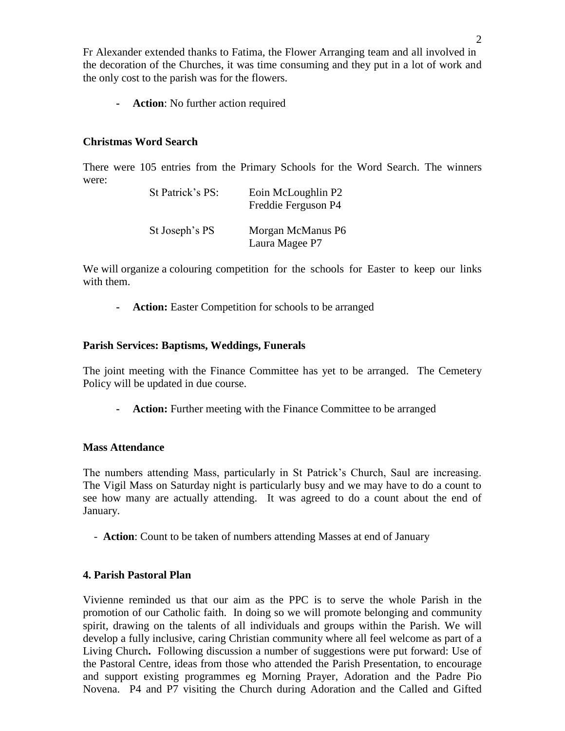Fr Alexander extended thanks to Fatima, the Flower Arranging team and all involved in the decoration of the Churches, it was time consuming and they put in a lot of work and the only cost to the parish was for the flowers.

- **Action**: No further action required

**Christmas Word Search**

There were 105 entries from the Primary Schools for the Word Search. The winners were:

| | |
|---|---|
| St Patrick's PS: | Eoin McLoughlin P2<br>Freddie Ferguson P4 |
| St Joseph's PS | Morgan McManus P6<br>Laura Magee P7 |

We will organize a colouring competition for the schools for Easter to keep our links with them.

- **Action:** Easter Competition for schools to be arranged

**Parish Services: Baptisms, Weddings, Funerals**

The joint meeting with the Finance Committee has yet to be arranged. The Cemetery Policy will be updated in due course.

- **Action:** Further meeting with the Finance Committee to be arranged

**Mass Attendance**

The numbers attending Mass, particularly in St Patrick's Church, Saul are increasing. The Vigil Mass on Saturday night is particularly busy and we may have to do a count to see how many are actually attending. It was agreed to do a count about the end of January.

- **Action**: Count to be taken of numbers attending Masses at end of January

**4. Parish Pastoral Plan**

Vivienne reminded us that our aim as the PPC is to serve the whole Parish in the promotion of our Catholic faith. In doing so we will promote belonging and community spirit, drawing on the talents of all individuals and groups within the Parish. We will develop a fully inclusive, caring Christian community where all feel welcome as part of a Living Church**.** Following discussion a number of suggestions were put forward: Use of the Pastoral Centre, ideas from those who attended the Parish Presentation, to encourage and support existing programmes eg Morning Prayer, Adoration and the Padre Pio Novena. P4 and P7 visiting the Church during Adoration and the Called and Gifted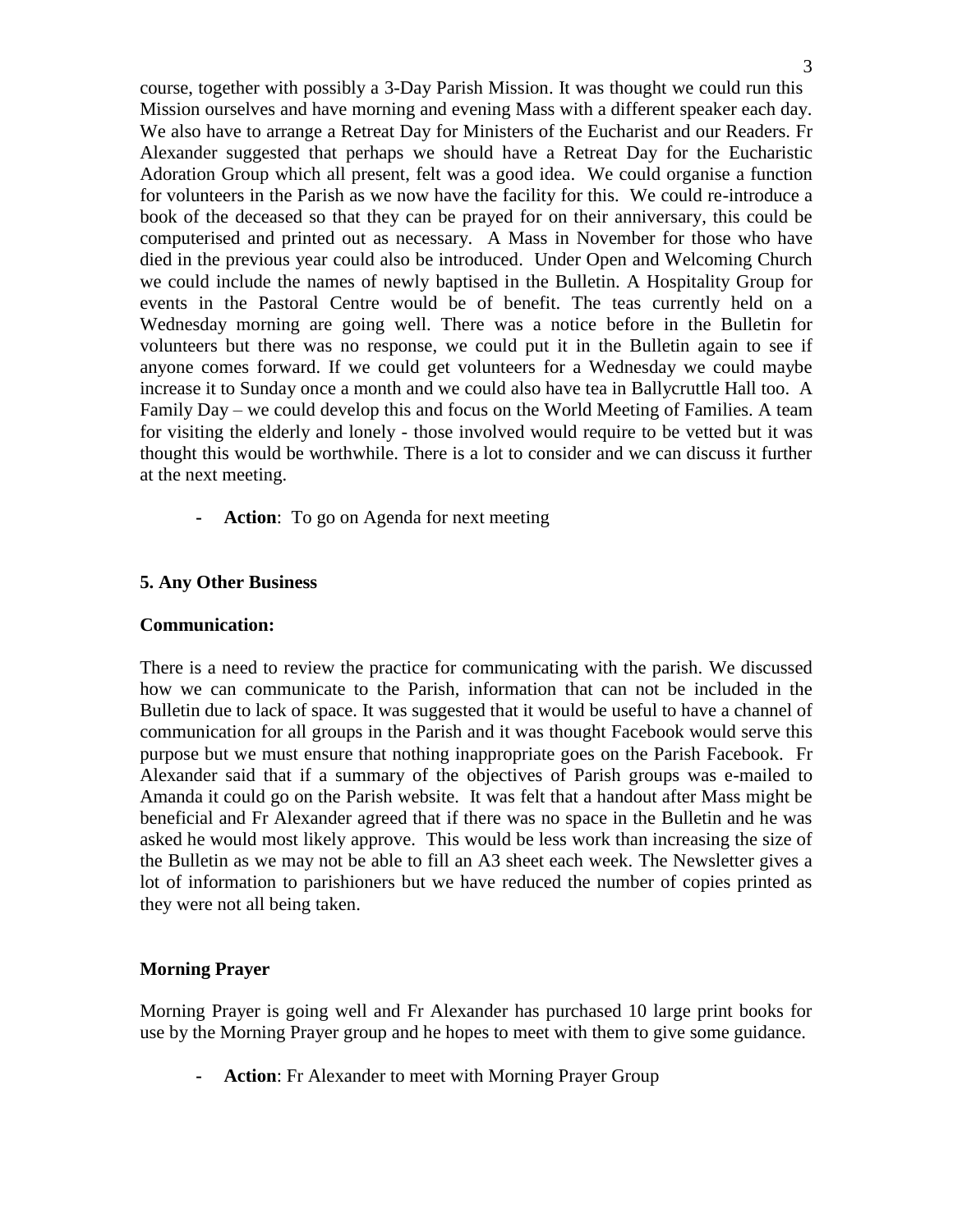course, together with possibly a 3-Day Parish Mission. It was thought we could run this Mission ourselves and have morning and evening Mass with a different speaker each day. We also have to arrange a Retreat Day for Ministers of the Eucharist and our Readers. Fr Alexander suggested that perhaps we should have a Retreat Day for the Eucharistic Adoration Group which all present, felt was a good idea. We could organise a function for volunteers in the Parish as we now have the facility for this. We could re-introduce a book of the deceased so that they can be prayed for on their anniversary, this could be computerised and printed out as necessary. A Mass in November for those who have died in the previous year could also be introduced. Under Open and Welcoming Church we could include the names of newly baptised in the Bulletin. A Hospitality Group for events in the Pastoral Centre would be of benefit. The teas currently held on a Wednesday morning are going well. There was a notice before in the Bulletin for volunteers but there was no response, we could put it in the Bulletin again to see if anyone comes forward. If we could get volunteers for a Wednesday we could maybe increase it to Sunday once a month and we could also have tea in Ballycruttle Hall too. A Family Day – we could develop this and focus on the World Meeting of Families. A team for visiting the elderly and lonely - those involved would require to be vetted but it was thought this would be worthwhile. There is a lot to consider and we can discuss it further at the next meeting.

- **Action**: To go on Agenda for next meeting

**5. Any Other Business**

**Communication:**

There is a need to review the practice for communicating with the parish. We discussed how we can communicate to the Parish, information that can not be included in the Bulletin due to lack of space. It was suggested that it would be useful to have a channel of communication for all groups in the Parish and it was thought Facebook would serve this purpose but we must ensure that nothing inappropriate goes on the Parish Facebook. Fr Alexander said that if a summary of the objectives of Parish groups was e-mailed to Amanda it could go on the Parish website. It was felt that a handout after Mass might be beneficial and Fr Alexander agreed that if there was no space in the Bulletin and he was asked he would most likely approve. This would be less work than increasing the size of the Bulletin as we may not be able to fill an A3 sheet each week. The Newsletter gives a lot of information to parishioners but we have reduced the number of copies printed as they were not all being taken.

**Morning Prayer**

Morning Prayer is going well and Fr Alexander has purchased 10 large print books for use by the Morning Prayer group and he hopes to meet with them to give some guidance.

- **Action**: Fr Alexander to meet with Morning Prayer Group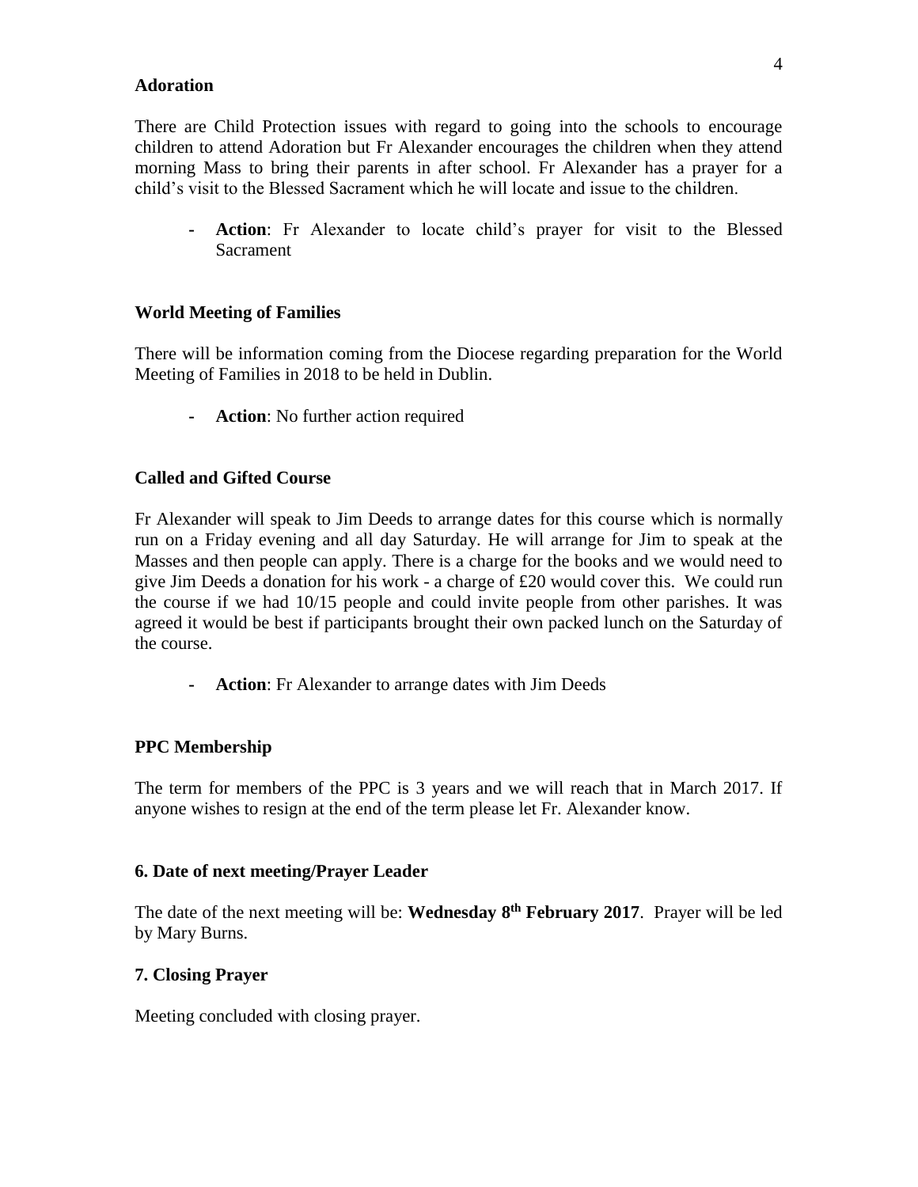**Adoration**

There are Child Protection issues with regard to going into the schools to encourage children to attend Adoration but Fr Alexander encourages the children when they attend morning Mass to bring their parents in after school. Fr Alexander has a prayer for a child's visit to the Blessed Sacrament which he will locate and issue to the children.

- **Action**: Fr Alexander to locate child's prayer for visit to the Blessed Sacrament

**World Meeting of Families**

There will be information coming from the Diocese regarding preparation for the World Meeting of Families in 2018 to be held in Dublin.

- **Action**: No further action required

**Called and Gifted Course**

Fr Alexander will speak to Jim Deeds to arrange dates for this course which is normally run on a Friday evening and all day Saturday. He will arrange for Jim to speak at the Masses and then people can apply. There is a charge for the books and we would need to give Jim Deeds a donation for his work - a charge of £20 would cover this. We could run the course if we had 10/15 people and could invite people from other parishes. It was agreed it would be best if participants brought their own packed lunch on the Saturday of the course.

- **Action**: Fr Alexander to arrange dates with Jim Deeds

**PPC Membership**

The term for members of the PPC is 3 years and we will reach that in March 2017. If anyone wishes to resign at the end of the term please let Fr. Alexander know.

**6. Date of next meeting/Prayer Leader**

The date of the next meeting will be: **Wednesday 8th February 2017**. Prayer will be led by Mary Burns.

**7. Closing Prayer**

Meeting concluded with closing prayer.